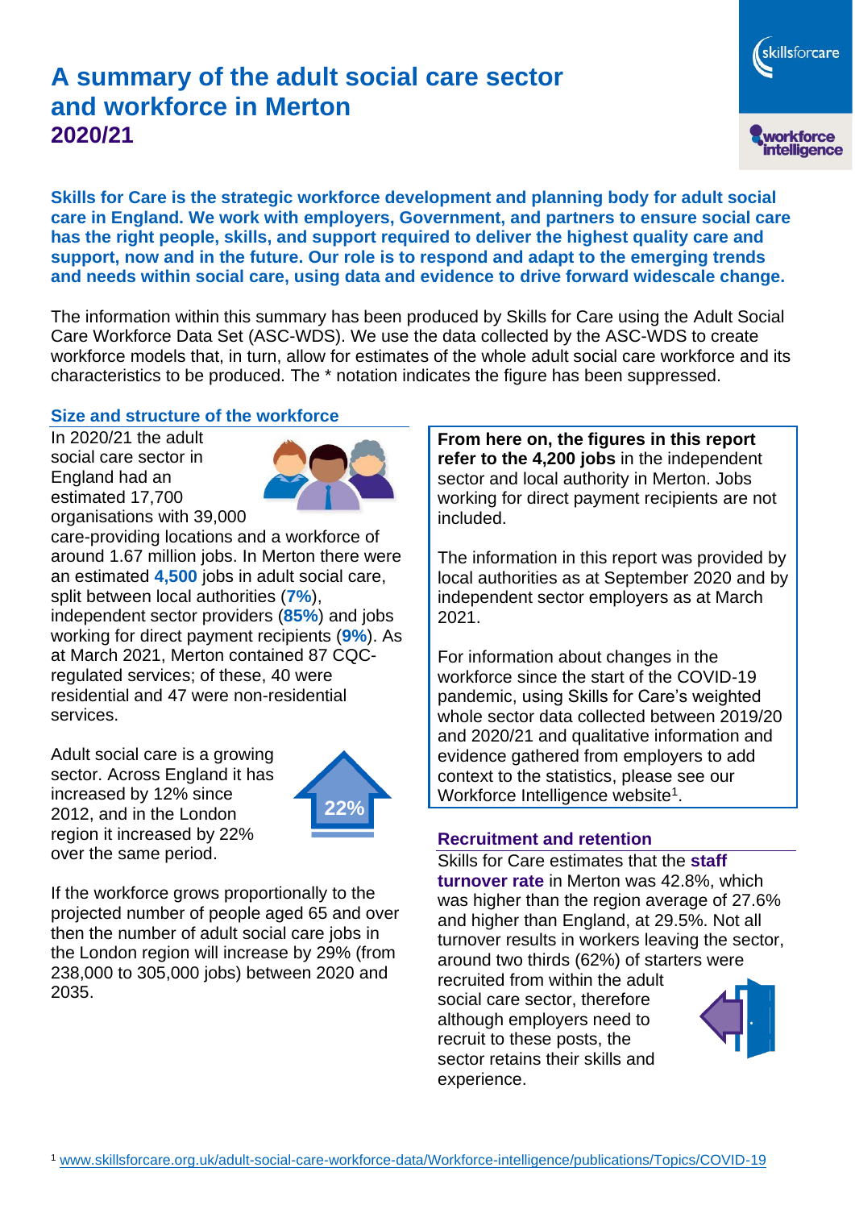# A summary of the adult social care sector and workforce in Merton
## 2020/21

**Skills for Care is the strategic workforce development and planning body for adult social care in England. We work with employers, Government, and partners to ensure social care has the right people, skills, and support required to deliver the highest quality care and support, now and in the future. Our role is to respond and adapt to the emerging trends and needs within social care, using data and evidence to drive forward widescale change.**

The information within this summary has been produced by Skills for Care using the Adult Social Care Workforce Data Set (ASC-WDS). We use the data collected by the ASC-WDS to create workforce models that, in turn, allow for estimates of the whole adult social care workforce and its characteristics to be produced. The * notation indicates the figure has been suppressed.

### Size and structure of the workforce

In 2020/21 the adult social care sector in England had an estimated 17,700 organisations with 39,000 care-providing locations and a workforce of around 1.67 million jobs. In Merton there were an estimated **4,500** jobs in adult social care, split between local authorities (**7%**), independent sector providers (**85%**) and jobs working for direct payment recipients (**9%**). As at March 2021, Merton contained 87 CQC-regulated services; of these, 40 were residential and 47 were non-residential services.

Adult social care is a growing sector. Across England it has increased by 12% since 2012, and in the London region it increased by 22% over the same period.

22%

If the workforce grows proportionally to the projected number of people aged 65 and over then the number of adult social care jobs in the London region will increase by 29% (from 238,000 to 305,000 jobs) between 2020 and 2035.

**From here on, the figures in this report refer to the 4,200 jobs** in the independent sector and local authority in Merton. Jobs working for direct payment recipients are not included.

The information in this report was provided by local authorities as at September 2020 and by independent sector employers as at March 2021.

For information about changes in the workforce since the start of the COVID-19 pandemic, using Skills for Care's weighted whole sector data collected between 2019/20 and 2020/21 and qualitative information and evidence gathered from employers to add context to the statistics, please see our Workforce Intelligence website[1].

### Recruitment and retention

Skills for Care estimates that the **staff turnover rate** in Merton was 42.8%, which was higher than the region average of 27.6% and higher than England, at 29.5%. Not all turnover results in workers leaving the sector, around two thirds (62%) of starters were recruited from within the adult social care sector, therefore although employers need to recruit to these posts, the sector retains their skills and experience.

[1] www.skillsforcare.org.uk/adult-social-care-workforce-data/Workforce-intelligence/publications/Topics/COVID-19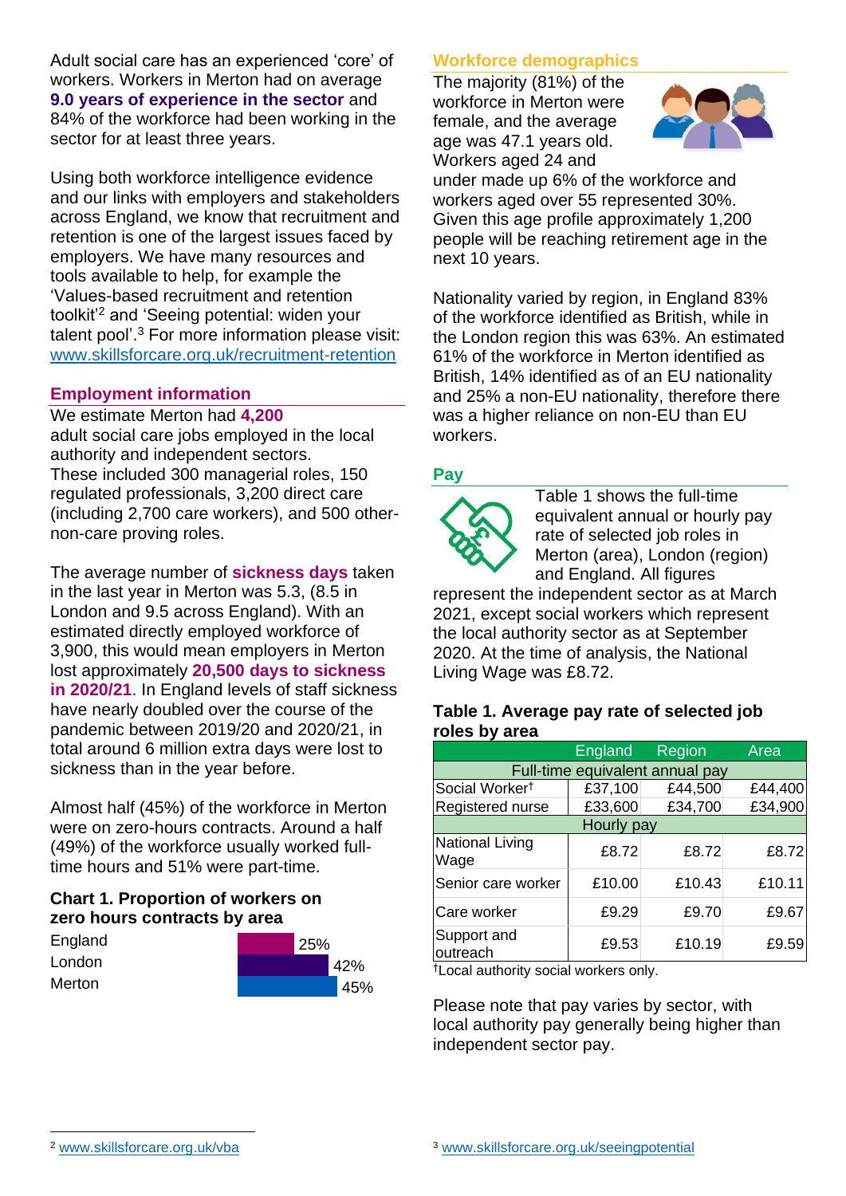Adult social care has an experienced 'core' of workers. Workers in Merton had on average **9.0 years of experience in the sector** and 84% of the workforce had been working in the sector for at least three years.

Using both workforce intelligence evidence and our links with employers and stakeholders across England, we know that recruitment and retention is one of the largest issues faced by employers. We have many resources and tools available to help, for example the 'Values-based recruitment and retention toolkit'[2] and 'Seeing potential: widen your talent pool'.[3] For more information please visit: www.skillsforcare.org.uk/recruitment-retention

## Employment information

We estimate Merton had **4,200** adult social care jobs employed in the local authority and independent sectors. These included 300 managerial roles, 150 regulated professionals, 3,200 direct care (including 2,700 care workers), and 500 other-non-care proving roles.

The average number of **sickness days** taken in the last year in Merton was 5.3, (8.5 in London and 9.5 across England). With an estimated directly employed workforce of 3,900, this would mean employers in Merton lost approximately **20,500 days to sickness in 2020/21**. In England levels of staff sickness have nearly doubled over the course of the pandemic between 2019/20 and 2020/21, in total around 6 million extra days were lost to sickness than in the year before.

Almost half (45%) of the workforce in Merton were on zero-hours contracts. Around a half (49%) of the workforce usually worked full-time hours and 51% were part-time.

**Chart 1. Proportion of workers on zero hours contracts by area**

| Area | Proportion |
|---|---|
| England | 25% |
| London | 42% |
| Merton | 45% |

## Workforce demographics

The majority (81%) of the workforce in Merton were female, and the average age was 47.1 years old. Workers aged 24 and under made up 6% of the workforce and workers aged over 55 represented 30%. Given this age profile approximately 1,200 people will be reaching retirement age in the next 10 years.

Nationality varied by region, in England 83% of the workforce identified as British, while in the London region this was 63%. An estimated 61% of the workforce in Merton identified as British, 14% identified as of an EU nationality and 25% a non-EU nationality, therefore there was a higher reliance on non-EU than EU workers.

## Pay

Table 1 shows the full-time equivalent annual or hourly pay rate of selected job roles in Merton (area), London (region) and England. All figures represent the independent sector as at March 2021, except social workers which represent the local authority sector as at September 2020. At the time of analysis, the National Living Wage was £8.72.

**Table 1. Average pay rate of selected job roles by area**

| | England | Region | Area |
|---|---|---|---|
| **Full-time equivalent annual pay** | | | |
| Social Worker† | £37,100 | £44,500 | £44,400 |
| Registered nurse | £33,600 | £34,700 | £34,900 |
| **Hourly pay** | | | |
| National Living Wage | £8.72 | £8.72 | £8.72 |
| Senior care worker | £10.00 | £10.43 | £10.11 |
| Care worker | £9.29 | £9.70 | £9.67 |
| Support and outreach | £9.53 | £10.19 | £9.59 |

†Local authority social workers only.

Please note that pay varies by sector, with local authority pay generally being higher than independent sector pay.

[2] www.skillsforcare.org.uk/vba

[3] www.skillsforcare.org.uk/seeingpotential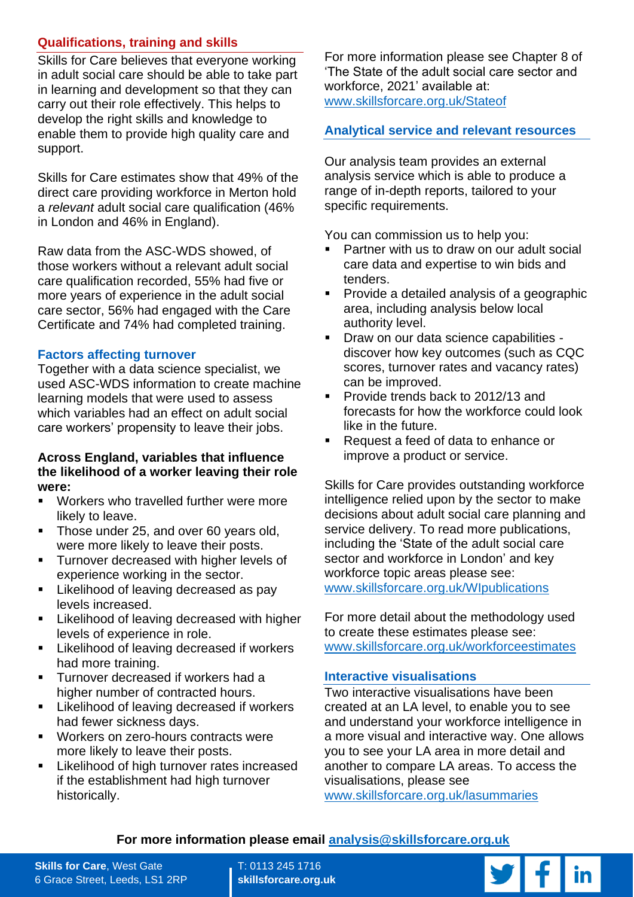## Qualifications, training and skills

Skills for Care believes that everyone working in adult social care should be able to take part in learning and development so that they can carry out their role effectively. This helps to develop the right skills and knowledge to enable them to provide high quality care and support.

Skills for Care estimates show that 49% of the direct care providing workforce in Merton hold a *relevant* adult social care qualification (46% in London and 46% in England).

Raw data from the ASC-WDS showed, of those workers without a relevant adult social care qualification recorded, 55% had five or more years of experience in the adult social care sector, 56% had engaged with the Care Certificate and 74% had completed training.

## Factors affecting turnover

Together with a data science specialist, we used ASC-WDS information to create machine learning models that were used to assess which variables had an effect on adult social care workers' propensity to leave their jobs.

**Across England, variables that influence the likelihood of a worker leaving their role were:**

- Workers who travelled further were more likely to leave.
- Those under 25, and over 60 years old, were more likely to leave their posts.
- Turnover decreased with higher levels of experience working in the sector.
- Likelihood of leaving decreased as pay levels increased.
- Likelihood of leaving decreased with higher levels of experience in role.
- Likelihood of leaving decreased if workers had more training.
- Turnover decreased if workers had a higher number of contracted hours.
- Likelihood of leaving decreased if workers had fewer sickness days.
- Workers on zero-hours contracts were more likely to leave their posts.
- Likelihood of high turnover rates increased if the establishment had high turnover historically.

For more information please see Chapter 8 of 'The State of the adult social care sector and workforce, 2021' available at: www.skillsforcare.org.uk/Stateof

## Analytical service and relevant resources

Our analysis team provides an external analysis service which is able to produce a range of in-depth reports, tailored to your specific requirements.

You can commission us to help you:

- Partner with us to draw on our adult social care data and expertise to win bids and tenders.
- Provide a detailed analysis of a geographic area, including analysis below local authority level.
- Draw on our data science capabilities - discover how key outcomes (such as CQC scores, turnover rates and vacancy rates) can be improved.
- Provide trends back to 2012/13 and forecasts for how the workforce could look like in the future.
- Request a feed of data to enhance or improve a product or service.

Skills for Care provides outstanding workforce intelligence relied upon by the sector to make decisions about adult social care planning and service delivery. To read more publications, including the 'State of the adult social care sector and workforce in London' and key workforce topic areas please see: www.skillsforcare.org.uk/WIpublications

For more detail about the methodology used to create these estimates please see: www.skillsforcare.org.uk/workforceestimates

## Interactive visualisations

Two interactive visualisations have been created at an LA level, to enable you to see and understand your workforce intelligence in a more visual and interactive way. One allows you to see your LA area in more detail and another to compare LA areas. To access the visualisations, please see www.skillsforcare.org.uk/lasummaries

**For more information please email analysis@skillsforcare.org.uk**

**Skills for Care**, West Gate
6 Grace Street, Leeds, LS1 2RP

T: 0113 245 1716
**skillsforcare.org.uk**